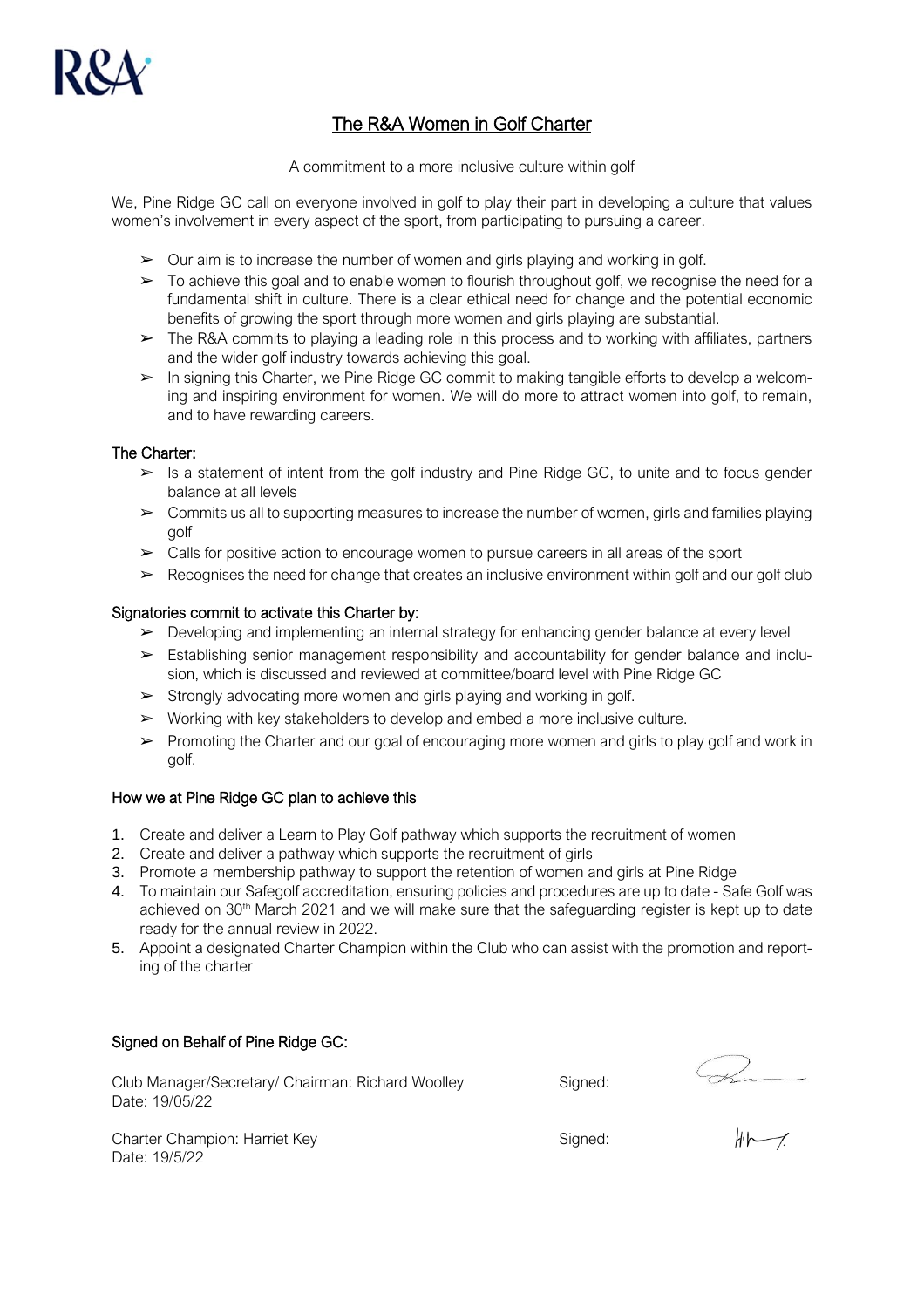R&A

# The R&A Women in Golf Charter

A commitment to a more inclusive culture within golf

We, Pine Ridge GC call on everyone involved in golf to play their part in developing a culture that values women's involvement in every aspect of the sport, from participating to pursuing a career.

- ➢ Our aim is to increase the number of women and girls playing and working in golf.
- ➢ To achieve this goal and to enable women to flourish throughout golf, we recognise the need for a fundamental shift in culture. There is a clear ethical need for change and the potential economic benefits of growing the sport through more women and girls playing are substantial.
- ➢ The R&A commits to playing a leading role in this process and to working with affiliates, partners and the wider golf industry towards achieving this goal.
- ➢ In signing this Charter, we Pine Ridge GC commit to making tangible efforts to develop a welcoming and inspiring environment for women. We will do more to attract women into golf, to remain, and to have rewarding careers.

## The Charter:

- ➢ Is a statement of intent from the golf industry and Pine Ridge GC, to unite and to focus gender balance at all levels
- ➢ Commits us all to supporting measures to increase the number of women, girls and families playing golf
- ➢ Calls for positive action to encourage women to pursue careers in all areas of the sport
- ➢ Recognises the need for change that creates an inclusive environment within golf and our golf club

## Signatories commit to activate this Charter by:

- ➢ Developing and implementing an internal strategy for enhancing gender balance at every level
- ➢ Establishing senior management responsibility and accountability for gender balance and inclusion, which is discussed and reviewed at committee/board level with Pine Ridge GC
- ➢ Strongly advocating more women and girls playing and working in golf.
- ➢ Working with key stakeholders to develop and embed a more inclusive culture.
- ➢ Promoting the Charter and our goal of encouraging more women and girls to play golf and work in golf.

## How we at Pine Ridge GC plan to achieve this

1. Create and deliver a Learn to Play Golf pathway which supports the recruitment of women
2. Create and deliver a pathway which supports the recruitment of girls
3. Promote a membership pathway to support the retention of women and girls at Pine Ridge
4. To maintain our Safegolf accreditation, ensuring policies and procedures are up to date - Safe Golf was achieved on 30th March 2021 and we will make sure that the safeguarding register is kept up to date ready for the annual review in 2022.
5. Appoint a designated Charter Champion within the Club who can assist with the promotion and reporting of the charter

## Signed on Behalf of Pine Ridge GC:

Club Manager/Secretary/ Chairman: Richard Woolley
Date: 19/05/22

Signed:

Charter Champion: Harriet Key
Date: 19/5/22

Signed: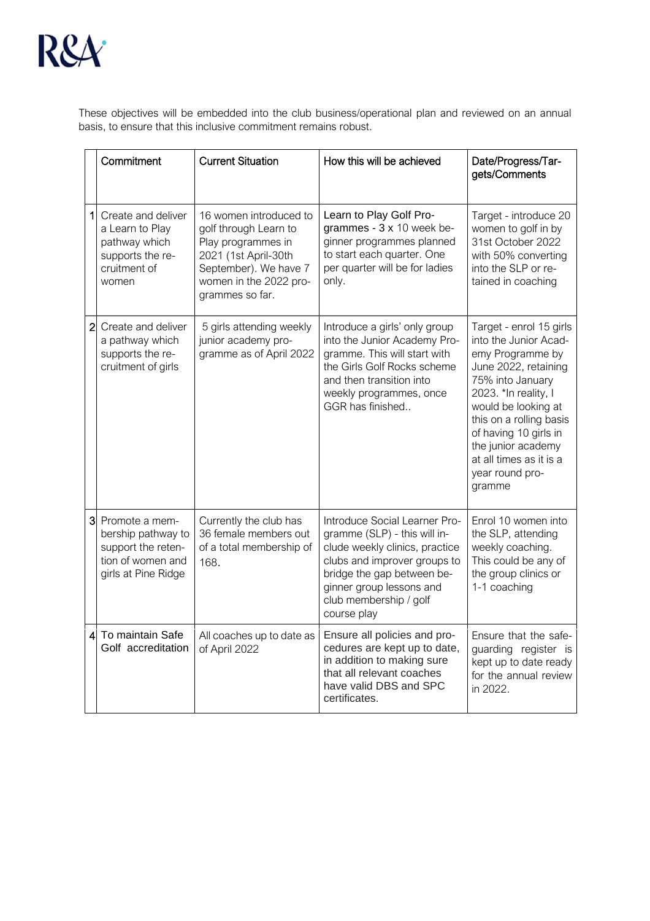These objectives will be embedded into the club business/operational plan and reviewed on an annual basis, to ensure that this inclusive commitment remains robust.

| | Commitment | Current Situation | How this will be achieved | Date/Progress/Targets/Comments |
|---|---|---|---|---|
| 1 | Create and deliver a Learn to Play pathway which supports the recruitment of women | 16 women introduced to golf through Learn to Play programmes in 2021 (1st April-30th September). We have 7 women in the 2022 programmes so far. | Learn to Play Golf Programmes - 3 x 10 week beginner programmes planned to start each quarter. One per quarter will be for ladies only. | Target - introduce 20 women to golf in by 31st October 2022 with 50% converting into the SLP or retained in coaching |
| 2 | Create and deliver a pathway which supports the recruitment of girls | 5 girls attending weekly junior academy programme as of April 2022 | Introduce a girls' only group into the Junior Academy Programme. This will start with the Girls Golf Rocks scheme and then transition into weekly programmes, once GGR has finished.. | Target - enrol 15 girls into the Junior Academy Programme by June 2022, retaining 75% into January 2023. *In reality, I would be looking at this on a rolling basis of having 10 girls in the junior academy at all times as it is a year round programme |
| 3 | Promote a membership pathway to support the retention of women and girls at Pine Ridge | Currently the club has 36 female members out of a total membership of 168. | Introduce Social Learner Programme (SLP) - this will include weekly clinics, practice clubs and improver groups to bridge the gap between beginner group lessons and club membership / golf course play | Enrol 10 women into the SLP, attending weekly coaching. This could be any of the group clinics or 1-1 coaching |
| 4 | To maintain Safe Golf accreditation | All coaches up to date as of April 2022 | Ensure all policies and procedures are kept up to date, in addition to making sure that all relevant coaches have valid DBS and SPC certificates. | Ensure that the safeguarding register is kept up to date ready for the annual review in 2022. |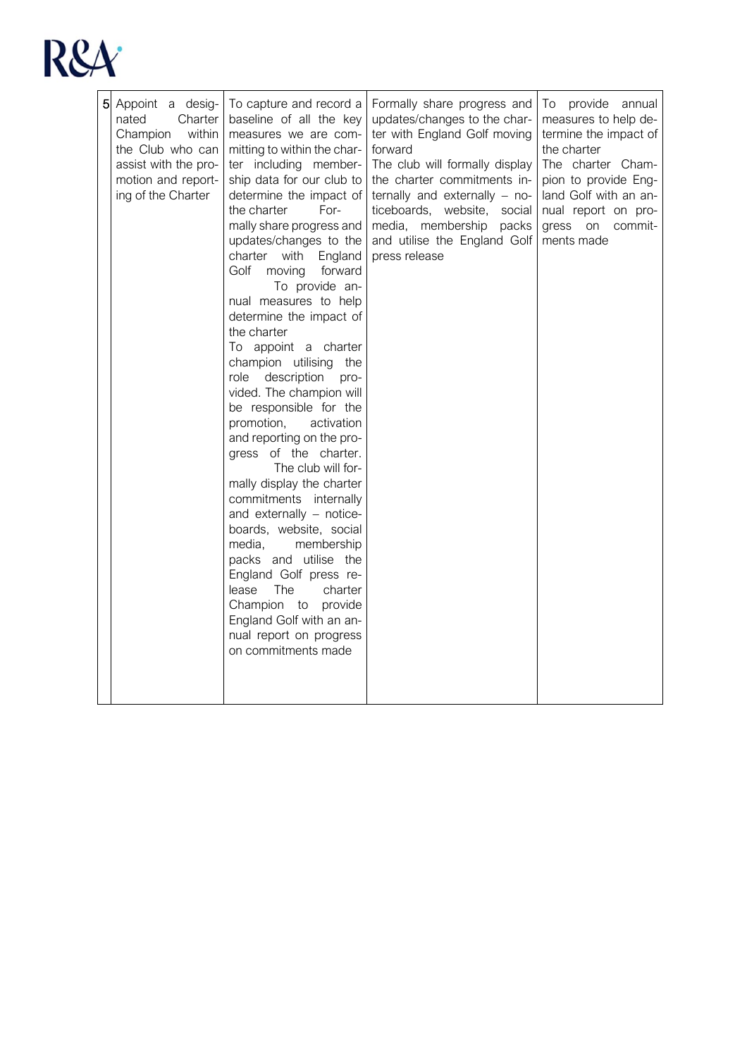| | | | | |
|---|---|---|---|---|
| 5 | Appoint a designated Charter Champion within the Club who can assist with the promotion and reporting of the Charter | To capture and record a baseline of all the key measures we are committing to within the charter including membership data for our club to determine the impact of the charter Formally share progress and updates/changes to the charter with England Golf moving forward To provide annual measures to help determine the impact of the charter To appoint a charter champion utilising the role description provided. The champion will be responsible for the promotion, activation and reporting on the progress of the charter. The club will formally display the charter commitments internally and externally – noticeboards, website, social media, membership packs and utilise the England Golf press release The charter Champion to provide England Golf with an annual report on progress on commitments made | Formally share progress and updates/changes to the charter with England Golf moving forward The club will formally display the charter commitments internally and externally – noticeboards, website, social media, membership packs and utilise the England Golf press release | To provide annual measures to help determine the impact of the charter The charter Champion to provide England Golf with an annual report on progress on commitments made |